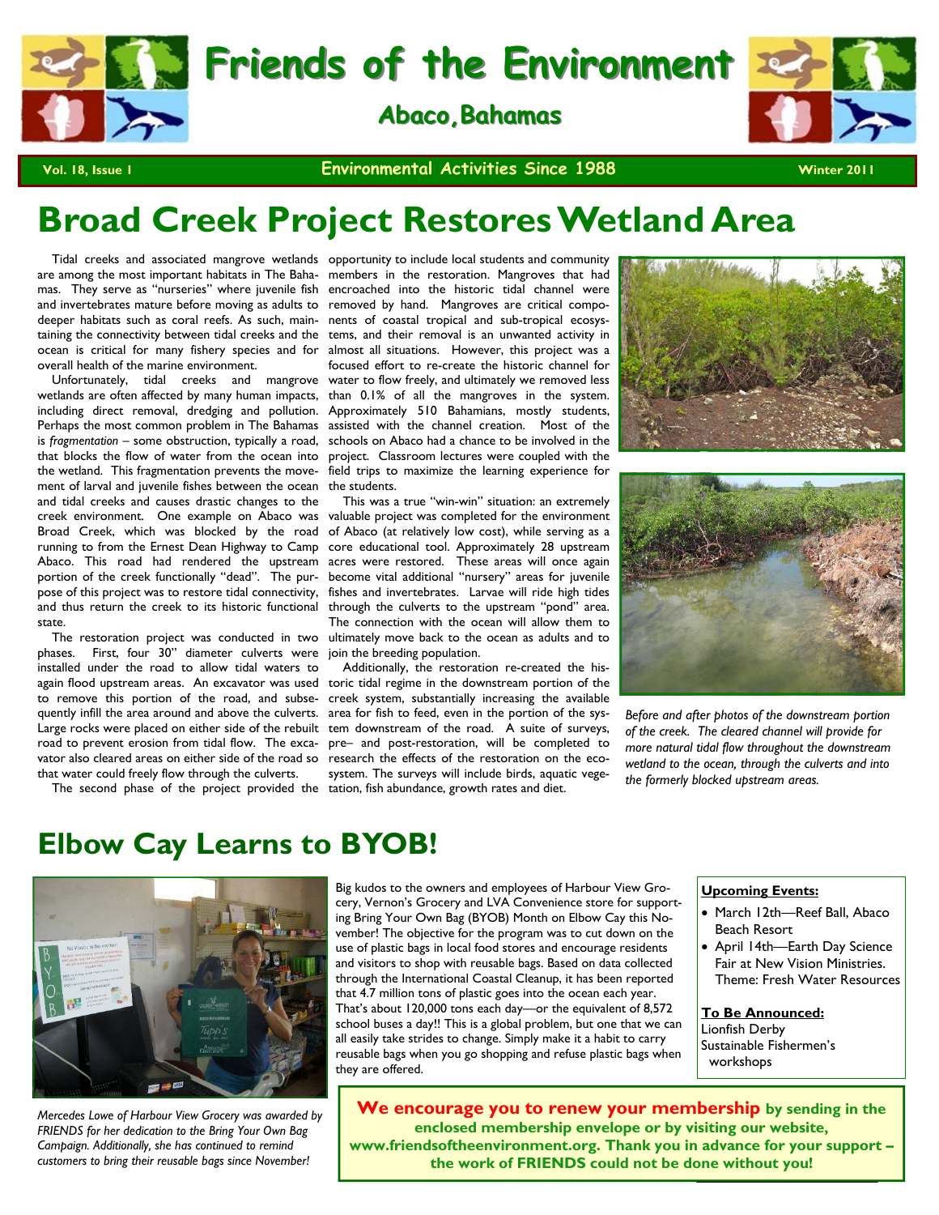# Friends of the Environment

## Abaco, Bahamas

Vol. 18, Issue 1 — Environmental Activities Since 1988 — Winter 2011

# Broad Creek Project Restores Wetland Area

Tidal creeks and associated mangrove wetlands are among the most important habitats in The Bahamas. They serve as "nurseries" where juvenile fish and invertebrates mature before moving as adults to deeper habitats such as coral reefs. As such, maintaining the connectivity between tidal creeks and the ocean is critical for many fishery species and for overall health of the marine environment.

Unfortunately, tidal creeks and mangrove wetlands are often affected by many human impacts, including direct removal, dredging and pollution. Perhaps the most common problem in The Bahamas is *fragmentation* – some obstruction, typically a road, that blocks the flow of water from the ocean into the wetland. This fragmentation prevents the movement of larval and juvenile fishes between the ocean and tidal creeks and causes drastic changes to the creek environment. One example on Abaco was Broad Creek, which was blocked by the road running to from the Ernest Dean Highway to Camp Abaco. This road had rendered the upstream portion of the creek functionally "dead". The purpose of this project was to restore tidal connectivity, and thus return the creek to its historic functional state.

The restoration project was conducted in two phases. First, four 30" diameter culverts were installed under the road to allow tidal waters to again flood upstream areas. An excavator was used to remove this portion of the road, and subsequently infill the area around and above the culverts. Large rocks were placed on either side of the rebuilt road to prevent erosion from tidal flow. The excavator also cleared areas on either side of the road so that water could freely flow through the culverts.

The second phase of the project provided the opportunity to include local students and community members in the restoration. Mangroves that had encroached into the historic tidal channel were removed by hand. Mangroves are critical components of coastal tropical and sub-tropical ecosystems, and their removal is an unwanted activity in almost all situations. However, this project was a focused effort to re-create the historic channel for water to flow freely, and ultimately we removed less than 0.1% of all the mangroves in the system. Approximately 510 Bahamians, mostly students, assisted with the channel creation. Most of the schools on Abaco had a chance to be involved in the project. Classroom lectures were coupled with the field trips to maximize the learning experience for the students.

This was a true "win-win" situation: an extremely valuable project was completed for the environment of Abaco (at relatively low cost), while serving as a core educational tool. Approximately 28 upstream acres were restored. These areas will once again become vital additional "nursery" areas for juvenile fishes and invertebrates. Larvae will ride high tides through the culverts to the upstream "pond" area. The connection with the ocean will allow them to ultimately move back to the ocean as adults and to join the breeding population.

Additionally, the restoration re-created the historic tidal regime in the downstream portion of the creek system, substantially increasing the available area for fish to feed, even in the portion of the system downstream of the road. A suite of surveys, pre– and post-restoration, will be completed to research the effects of the restoration on the ecosystem. The surveys will include birds, aquatic vegetation, fish abundance, growth rates and diet.

*Before and after photos of the downstream portion of the creek. The cleared channel will provide for more natural tidal flow throughout the downstream wetland to the ocean, through the culverts and into the formerly blocked upstream areas.*

# Elbow Cay Learns to BYOB!

*Mercedes Lowe of Harbour View Grocery was awarded by FRIENDS for her dedication to the Bring Your Own Bag Campaign. Additionally, she has continued to remind customers to bring their reusable bags since November!*

Big kudos to the owners and employees of Harbour View Grocery, Vernon's Grocery and LVA Convenience store for supporting Bring Your Own Bag (BYOB) Month on Elbow Cay this November! The objective for the program was to cut down on the use of plastic bags in local food stores and encourage residents and visitors to shop with reusable bags. Based on data collected through the International Coastal Cleanup, it has been reported that 4.7 million tons of plastic goes into the ocean each year. That's about 120,000 tons each day—or the equivalent of 8,572 school buses a day!! This is a global problem, but one that we can all easily take strides to change. Simply make it a habit to carry reusable bags when you go shopping and refuse plastic bags when they are offered.

**Upcoming Events:**

- March 12th—Reef Ball, Abaco Beach Resort
- April 14th—Earth Day Science Fair at New Vision Ministries. Theme: Fresh Water Resources

**To Be Announced:**

Lionfish Derby
Sustainable Fishermen's workshops

**We encourage you to renew your membership by sending in the enclosed membership envelope or by visiting our website, www.friendsoftheenvironment.org. Thank you in advance for your support – the work of FRIENDS could not be done without you!**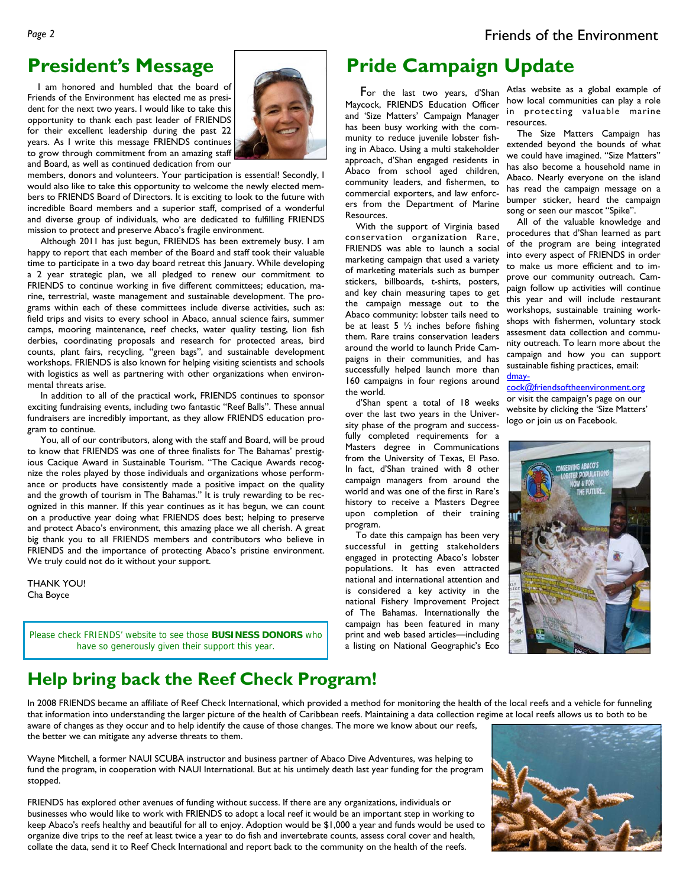## President's Message

I am honored and humbled that the board of Friends of the Environment has elected me as president for the next two years. I would like to take this opportunity to thank each past leader of FRIENDS for their excellent leadership during the past 22 years. As I write this message FRIENDS continues to grow through commitment from an amazing staff and Board, as well as continued dedication from our members, donors and volunteers. Your participation is essential! Secondly, I would also like to take this opportunity to welcome the newly elected members to FRIENDS Board of Directors. It is exciting to look to the future with incredible Board members and a superior staff, comprised of a wonderful and diverse group of individuals, who are dedicated to fulfilling FRIENDS mission to protect and preserve Abaco's fragile environment.

Although 2011 has just begun, FRIENDS has been extremely busy. I am happy to report that each member of the Board and staff took their valuable time to participate in a two day board retreat this January. While developing a 2 year strategic plan, we all pledged to renew our commitment to FRIENDS to continue working in five different committees; education, marine, terrestrial, waste management and sustainable development. The programs within each of these committees include diverse activities, such as: field trips and visits to every school in Abaco, annual science fairs, summer camps, mooring maintenance, reef checks, water quality testing, lion fish derbies, coordinating proposals and research for protected areas, bird counts, plant fairs, recycling, "green bags", and sustainable development workshops. FRIENDS is also known for helping visiting scientists and schools with logistics as well as partnering with other organizations when environmental threats arise.

In addition to all of the practical work, FRIENDS continues to sponsor exciting fundraising events, including two fantastic "Reef Balls". These annual fundraisers are incredibly important, as they allow FRIENDS education program to continue.

You, all of our contributors, along with the staff and Board, will be proud to know that FRIENDS was one of three finalists for The Bahamas' prestigious Cacique Award in Sustainable Tourism. "The Cacique Awards recognize the roles played by those individuals and organizations whose performance or products have consistently made a positive impact on the quality and the growth of tourism in The Bahamas." It is truly rewarding to be recognized in this manner. If this year continues as it has begun, we can count on a productive year doing what FRIENDS does best; helping to preserve and protect Abaco's environment, this amazing place we all cherish. A great big thank you to all FRIENDS members and contributors who believe in FRIENDS and the importance of protecting Abaco's pristine environment. We truly could not do it without your support.

THANK YOU!
Cha Boyce

*Please check FRIENDS' website to see those* ***BUSINESS DONORS*** *who have so generously given their support this year.*

## Pride Campaign Update

For the last two years, d'Shan Maycock, FRIENDS Education Officer and 'Size Matters' Campaign Manager has been busy working with the community to reduce juvenile lobster fishing in Abaco. Using a multi stakeholder approach, d'Shan engaged residents in Abaco from school aged children, community leaders, and fishermen, to commercial exporters, and law enforcers from the Department of Marine Resources.

With the support of Virginia based conservation organization Rare, FRIENDS was able to launch a social marketing campaign that used a variety of marketing materials such as bumper stickers, billboards, t-shirts, posters, and key chain measuring tapes to get the campaign message out to the Abaco community: lobster tails need to be at least 5 ½ inches before fishing them. Rare trains conservation leaders around the world to launch Pride Campaigns in their communities, and has successfully helped launch more than 160 campaigns in four regions around the world.

d'Shan spent a total of 18 weeks over the last two years in the University phase of the program and successfully completed requirements for a Masters degree in Communications from the University of Texas, El Paso. In fact, d'Shan trained with 8 other campaign managers from around the world and was one of the first in Rare's history to receive a Masters Degree upon completion of their training program.

To date this campaign has been very successful in getting stakeholders engaged in protecting Abaco's lobster populations. It has even attracted national and international attention and is considered a key activity in the national Fishery Improvement Project of The Bahamas. Internationally the campaign has been featured in many print and web based articles—including a listing on National Geographic's Eco Atlas website as a global example of how local communities can play a role in protecting valuable marine resources.

The Size Matters Campaign has extended beyond the bounds of what we could have imagined. "Size Matters" has also become a household name in Abaco. Nearly everyone on the island has read the campaign message on a bumper sticker, heard the campaign song or seen our mascot "Spike".

All of the valuable knowledge and procedures that d'Shan learned as part of the program are being integrated into every aspect of FRIENDS in order to make us more efficient and to improve our community outreach. Campaign follow up activities will continue this year and will include restaurant workshops, sustainable training workshops with fishermen, voluntary stock assesment data collection and community outreach. To learn more about the campaign and how you can support sustainable fishing practices, email: dmaycock@friendsoftheenvironment.org or visit the campaign's page on our website by clicking the 'Size Matters' logo or join us on Facebook.

## Help bring back the Reef Check Program!

In 2008 FRIENDS became an affiliate of Reef Check International, which provided a method for monitoring the health of the local reefs and a vehicle for funneling that information into understanding the larger picture of the health of Caribbean reefs. Maintaining a data collection regime at local reefs allows us to both to be aware of changes as they occur and to help identify the cause of those changes. The more we know about our reefs, the better we can mitigate any adverse threats to them.

Wayne Mitchell, a former NAUI SCUBA instructor and business partner of Abaco Dive Adventures, was helping to fund the program, in cooperation with NAUI International. But at his untimely death last year funding for the program stopped.

FRIENDS has explored other avenues of funding without success. If there are any organizations, individuals or businesses who would like to work with FRIENDS to adopt a local reef it would be an important step in working to keep Abaco's reefs healthy and beautiful for all to enjoy. Adoption would be $1,000 a year and funds would be used to organize dive trips to the reef at least twice a year to do fish and invertebrate counts, assess coral cover and health, collate the data, send it to Reef Check International and report back to the community on the health of the reefs.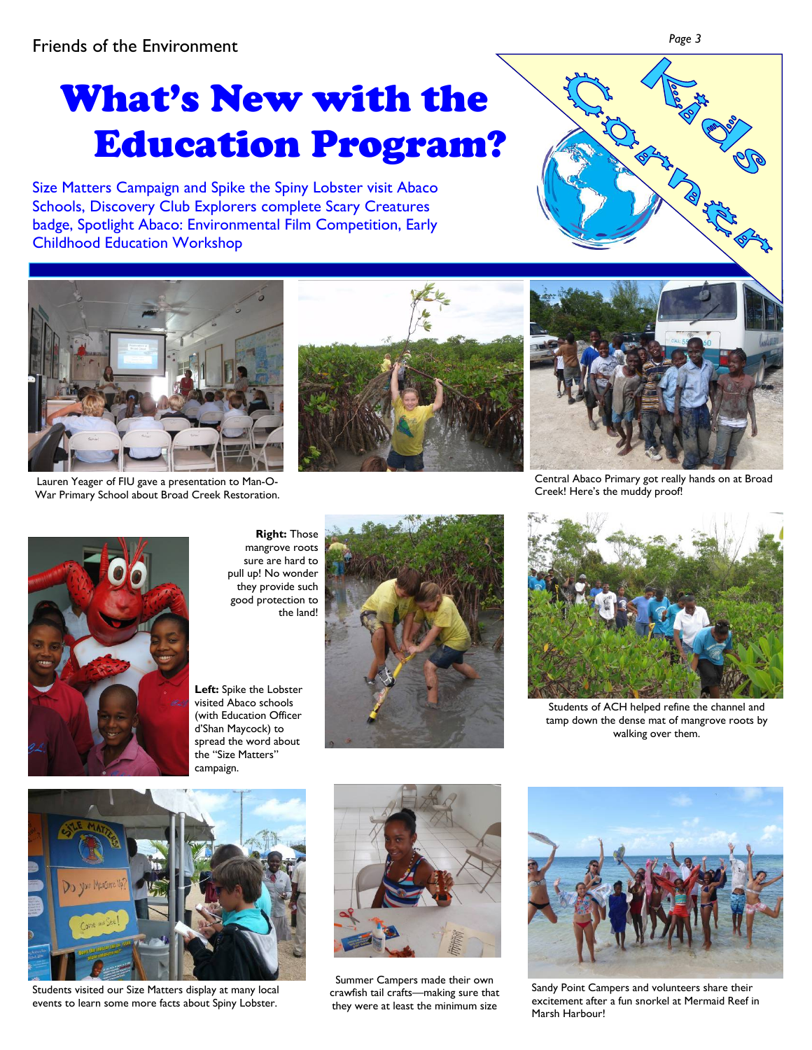# What's New with the Education Program?

Size Matters Campaign and Spike the Spiny Lobster visit Abaco Schools, Discovery Club Explorers complete Scary Creatures badge, Spotlight Abaco: Environmental Film Competition, Early Childhood Education Workshop

Kids Corner

Lauren Yeager of FIU gave a presentation to Man-O-War Primary School about Broad Creek Restoration.

Central Abaco Primary got really hands on at Broad Creek! Here's the muddy proof!

**Right:** Those mangrove roots sure are hard to pull up! No wonder they provide such good protection to the land!

**Left:** Spike the Lobster visited Abaco schools (with Education Officer d'Shan Maycock) to spread the word about the "Size Matters" campaign.

Students of ACH helped refine the channel and tamp down the dense mat of mangrove roots by walking over them.

Students visited our Size Matters display at many local events to learn some more facts about Spiny Lobster.

Summer Campers made their own crawfish tail crafts—making sure that they were at least the minimum size

Sandy Point Campers and volunteers share their excitement after a fun snorkel at Mermaid Reef in Marsh Harbour!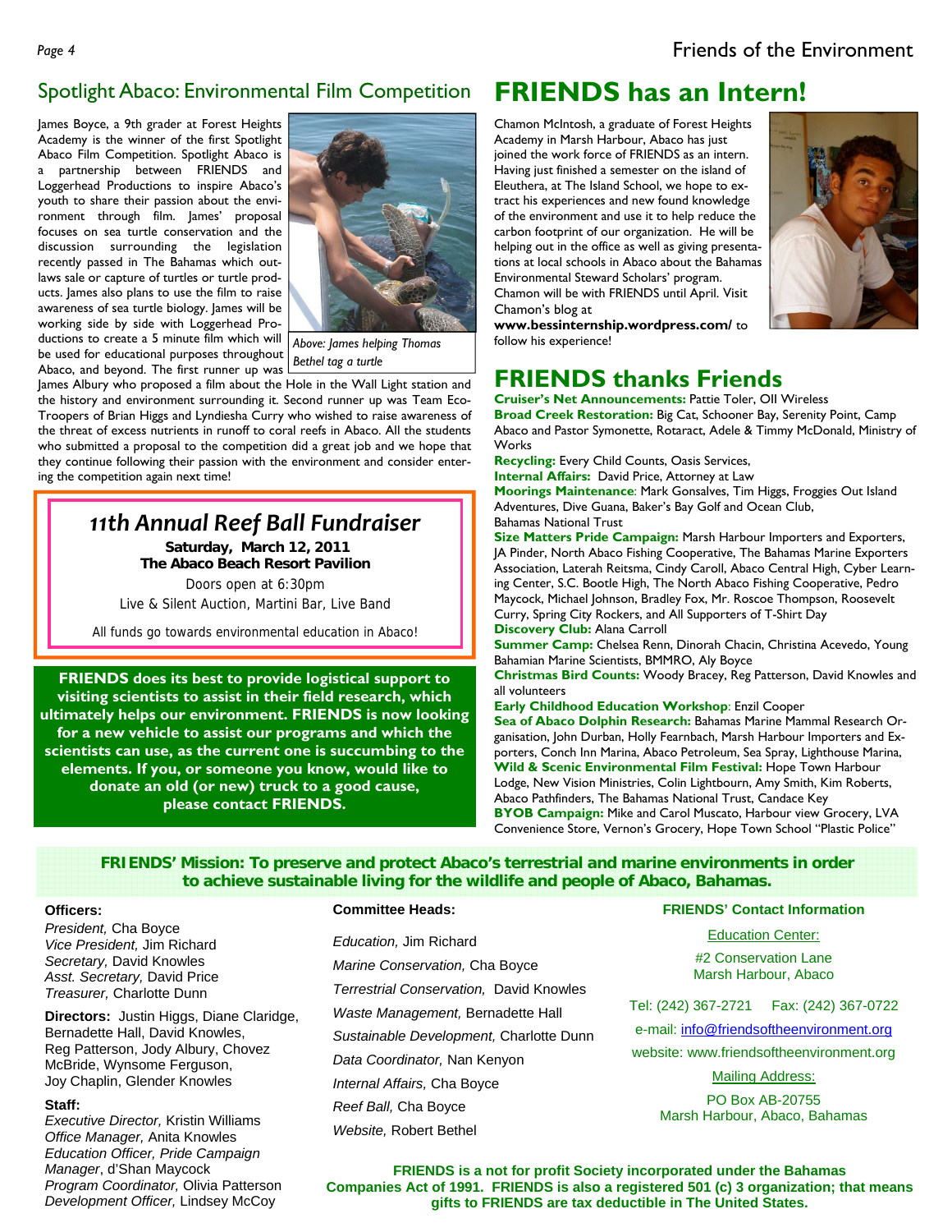## Spotlight Abaco: Environmental Film Competition

James Boyce, a 9th grader at Forest Heights Academy is the winner of the first Spotlight Abaco Film Competition. Spotlight Abaco is a partnership between FRIENDS and Loggerhead Productions to inspire Abaco's youth to share their passion about the environment through film. James' proposal focuses on sea turtle conservation and the discussion surrounding the legislation recently passed in The Bahamas which outlaws sale or capture of turtles or turtle products. James also plans to use the film to raise awareness of sea turtle biology. James will be working side by side with Loggerhead Productions to create a 5 minute film which will be used for educational purposes throughout Abaco, and beyond. The first runner up was James Albury who proposed a film about the Hole in the Wall Light station and the history and environment surrounding it. Second runner up was Team Eco-Troopers of Brian Higgs and Lyndiesha Curry who wished to raise awareness of the threat of excess nutrients in runoff to coral reefs in Abaco. All the students who submitted a proposal to the competition did a great job and we hope that they continue following their passion with the environment and consider entering the competition again next time!

*Above: James helping Thomas Bethel tag a turtle*

### *11th Annual Reef Ball Fundraiser*

**Saturday, March 12, 2011**
**The Abaco Beach Resort Pavilion**

Doors open at 6:30pm

Live & Silent Auction, Martini Bar, Live Band

All funds go towards environmental education in Abaco!

**FRIENDS does its best to provide logistical support to visiting scientists to assist in their field research, which ultimately helps our environment. FRIENDS is now looking for a new vehicle to assist our programs and which the scientists can use, as the current one is succumbing to the elements. If you, or someone you know, would like to donate an old (or new) truck to a good cause, please contact FRIENDS.**

## FRIENDS has an Intern!

Chamon McIntosh, a graduate of Forest Heights Academy in Marsh Harbour, Abaco has just joined the work force of FRIENDS as an intern. Having just finished a semester on the island of Eleuthera, at The Island School, we hope to extract his experiences and new found knowledge of the environment and use it to help reduce the carbon footprint of our organization. He will be helping out in the office as well as giving presentations at local schools in Abaco about the Bahamas Environmental Steward Scholars' program. Chamon will be with FRIENDS until April. Visit Chamon's blog at **www.bessinternship.wordpress.com/** to follow his experience!

## FRIENDS thanks Friends

**Cruiser's Net Announcements:** Pattie Toler, OII Wireless
**Broad Creek Restoration:** Big Cat, Schooner Bay, Serenity Point, Camp Abaco and Pastor Symonette, Rotaract, Adele & Timmy McDonald, Ministry of Works
**Recycling:** Every Child Counts, Oasis Services,
**Internal Affairs:** David Price, Attorney at Law
**Moorings Maintenance**: Mark Gonsalves, Tim Higgs, Froggies Out Island Adventures, Dive Guana, Baker's Bay Golf and Ocean Club, Bahamas National Trust
**Size Matters Pride Campaign:** Marsh Harbour Importers and Exporters, JA Pinder, North Abaco Fishing Cooperative, The Bahamas Marine Exporters Association, Laterah Reitsma, Cindy Caroll, Abaco Central High, Cyber Learning Center, S.C. Bootle High, The North Abaco Fishing Cooperative, Pedro Maycock, Michael Johnson, Bradley Fox, Mr. Roscoe Thompson, Roosevelt Curry, Spring City Rockers, and All Supporters of T-Shirt Day
**Discovery Club:** Alana Carroll
**Summer Camp:** Chelsea Renn, Dinorah Chacin, Christina Acevedo, Young Bahamian Marine Scientists, BMMRO, Aly Boyce
**Christmas Bird Counts:** Woody Bracey, Reg Patterson, David Knowles and all volunteers
**Early Childhood Education Workshop**: Enzil Cooper
**Sea of Abaco Dolphin Research:** Bahamas Marine Mammal Research Organisation, John Durban, Holly Fearnbach, Marsh Harbour Importers and Exporters, Conch Inn Marina, Abaco Petroleum, Sea Spray, Lighthouse Marina,
**Wild & Scenic Environmental Film Festival:** Hope Town Harbour Lodge, New Vision Ministries, Colin Lightbourn, Amy Smith, Kim Roberts, Abaco Pathfinders, The Bahamas National Trust, Candace Key
**BYOB Campaign:** Mike and Carol Muscato, Harbour view Grocery, LVA Convenience Store, Vernon's Grocery, Hope Town School "Plastic Police"

**FRIENDS' Mission: To preserve and protect Abaco's terrestrial and marine environments in order to achieve sustainable living for the wildlife and people of Abaco, Bahamas.**

**Officers:**

*President,* Cha Boyce
*Vice President,* Jim Richard
*Secretary,* David Knowles
*Asst. Secretary,* David Price
*Treasurer,* Charlotte Dunn

**Directors:** Justin Higgs, Diane Claridge, Bernadette Hall, David Knowles, Reg Patterson, Jody Albury, Chovez McBride, Wynsome Ferguson, Joy Chaplin, Glender Knowles

**Staff:**

*Executive Director,* Kristin Williams
*Office Manager,* Anita Knowles
*Education Officer, Pride Campaign Manager*, d'Shan Maycock
*Program Coordinator,* Olivia Patterson
*Development Officer,* Lindsey McCoy

**Committee Heads:**

*Education,* Jim Richard
*Marine Conservation,* Cha Boyce
*Terrestrial Conservation,* David Knowles
*Waste Management,* Bernadette Hall
*Sustainable Development,* Charlotte Dunn
*Data Coordinator,* Nan Kenyon
*Internal Affairs,* Cha Boyce
*Reef Ball,* Cha Boyce
*Website,* Robert Bethel

**FRIENDS' Contact Information**

Education Center:

#2 Conservation Lane
Marsh Harbour, Abaco

Tel: (242) 367-2721 Fax: (242) 367-0722

e-mail: info@friendsoftheenvironment.org

website: www.friendsoftheenvironment.org

Mailing Address:

PO Box AB-20755
Marsh Harbour, Abaco, Bahamas

**FRIENDS is a not for profit Society incorporated under the Bahamas Companies Act of 1991. FRIENDS is also a registered 501 (c) 3 organization; that means gifts to FRIENDS are tax deductible in The United States.**